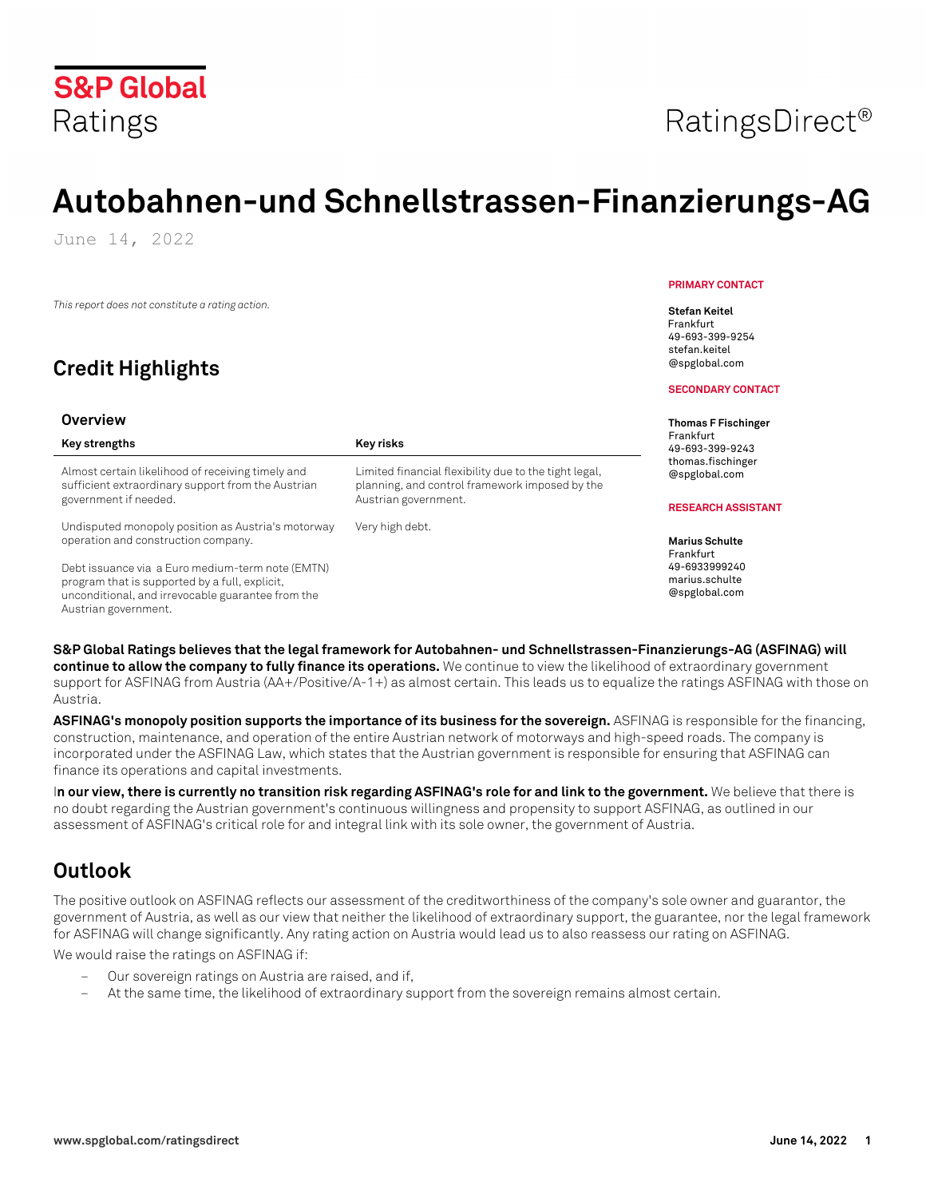S&P Global Ratings

RatingsDirect®

# Autobahnen-und Schnellstrassen-Finanzierungs-AG

June 14, 2022

*This report does not constitute a rating action.*

**PRIMARY CONTACT**

**Stefan Keitel**
Frankfurt
49-693-399-9254
stefan.keitel@spglobal.com

**SECONDARY CONTACT**

**Thomas F Fischinger**
Frankfurt
49-693-399-9243
thomas.fischinger@spglobal.com

**RESEARCH ASSISTANT**

**Marius Schulte**
Frankfurt
49-6933999240
marius.schulte@spglobal.com

## Credit Highlights

### Overview

| Key strengths | Key risks |
|---|---|
| Almost certain likelihood of receiving timely and sufficient extraordinary support from the Austrian government if needed. | Limited financial flexibility due to the tight legal, planning, and control framework imposed by the Austrian government. |
| Undisputed monopoly position as Austria's motorway operation and construction company. | Very high debt. |
| Debt issuance via a Euro medium-term note (EMTN) program that is supported by a full, explicit, unconditional, and irrevocable guarantee from the Austrian government. | |

**S&P Global Ratings believes that the legal framework for Autobahnen- und Schnellstrassen-Finanzierungs-AG (ASFINAG) will continue to allow the company to fully finance its operations.** We continue to view the likelihood of extraordinary government support for ASFINAG from Austria (AA+/Positive/A-1+) as almost certain. This leads us to equalize the ratings ASFINAG with those on Austria.

**ASFINAG's monopoly position supports the importance of its business for the sovereign.** ASFINAG is responsible for the financing, construction, maintenance, and operation of the entire Austrian network of motorways and high-speed roads. The company is incorporated under the ASFINAG Law, which states that the Austrian government is responsible for ensuring that ASFINAG can finance its operations and capital investments.

I**n our view, there is currently no transition risk regarding ASFINAG's role for and link to the government.** We believe that there is no doubt regarding the Austrian government's continuous willingness and propensity to support ASFINAG, as outlined in our assessment of ASFINAG's critical role for and integral link with its sole owner, the government of Austria.

## Outlook

The positive outlook on ASFINAG reflects our assessment of the creditworthiness of the company's sole owner and guarantor, the government of Austria, as well as our view that neither the likelihood of extraordinary support, the guarantee, nor the legal framework for ASFINAG will change significantly. Any rating action on Austria would lead us to also reassess our rating on ASFINAG.

We would raise the ratings on ASFINAG if:

- Our sovereign ratings on Austria are raised, and if,
- At the same time, the likelihood of extraordinary support from the sovereign remains almost certain.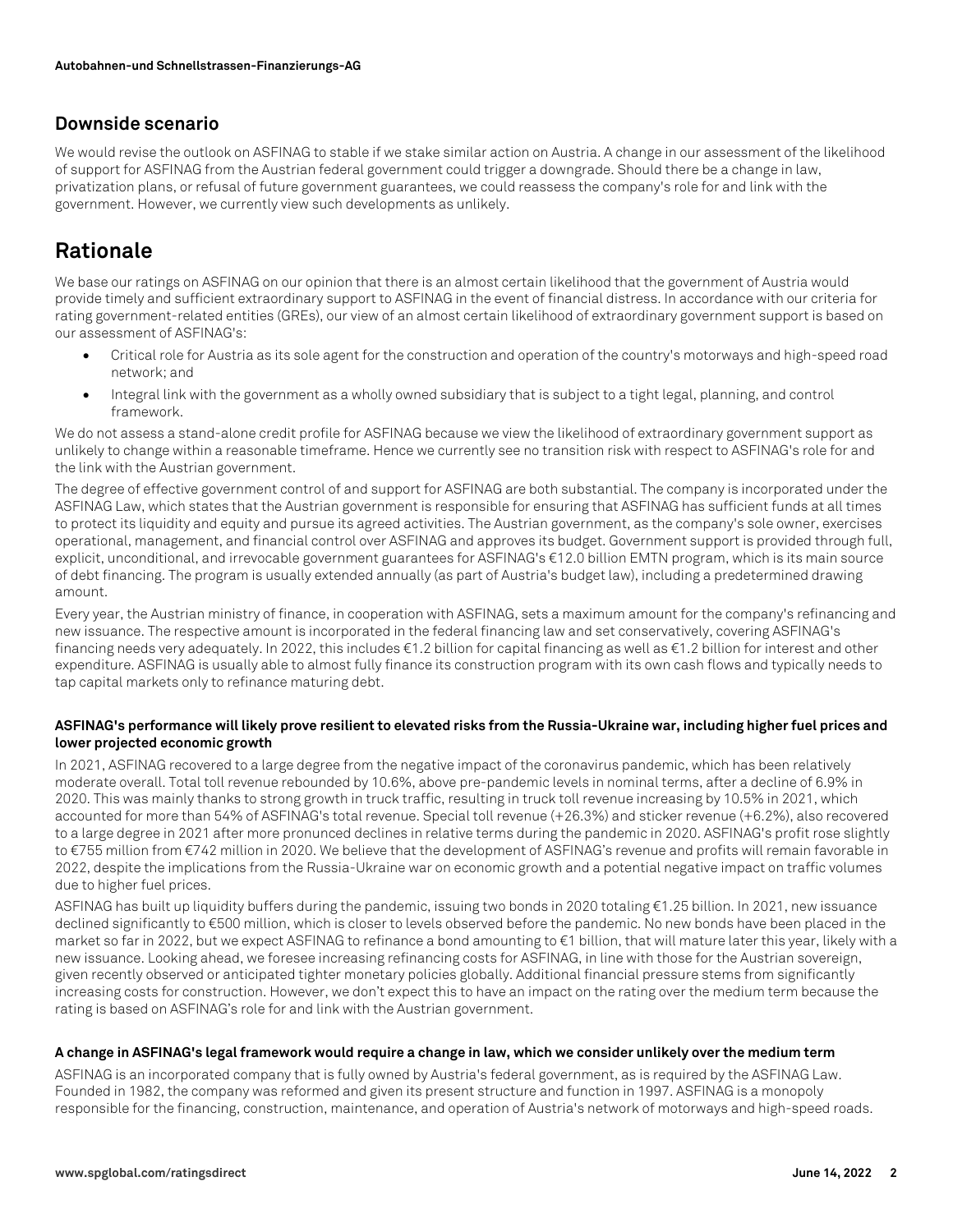## Downside scenario

We would revise the outlook on ASFINAG to stable if we stake similar action on Austria. A change in our assessment of the likelihood of support for ASFINAG from the Austrian federal government could trigger a downgrade. Should there be a change in law, privatization plans, or refusal of future government guarantees, we could reassess the company's role for and link with the government. However, we currently view such developments as unlikely.

# Rationale

We base our ratings on ASFINAG on our opinion that there is an almost certain likelihood that the government of Austria would provide timely and sufficient extraordinary support to ASFINAG in the event of financial distress. In accordance with our criteria for rating government-related entities (GREs), our view of an almost certain likelihood of extraordinary government support is based on our assessment of ASFINAG's:

- Critical role for Austria as its sole agent for the construction and operation of the country's motorways and high-speed road network; and
- Integral link with the government as a wholly owned subsidiary that is subject to a tight legal, planning, and control framework.

We do not assess a stand-alone credit profile for ASFINAG because we view the likelihood of extraordinary government support as unlikely to change within a reasonable timeframe. Hence we currently see no transition risk with respect to ASFINAG's role for and the link with the Austrian government.

The degree of effective government control of and support for ASFINAG are both substantial. The company is incorporated under the ASFINAG Law, which states that the Austrian government is responsible for ensuring that ASFINAG has sufficient funds at all times to protect its liquidity and equity and pursue its agreed activities. The Austrian government, as the company's sole owner, exercises operational, management, and financial control over ASFINAG and approves its budget. Government support is provided through full, explicit, unconditional, and irrevocable government guarantees for ASFINAG's €12.0 billion EMTN program, which is its main source of debt financing. The program is usually extended annually (as part of Austria's budget law), including a predetermined drawing amount.

Every year, the Austrian ministry of finance, in cooperation with ASFINAG, sets a maximum amount for the company's refinancing and new issuance. The respective amount is incorporated in the federal financing law and set conservatively, covering ASFINAG's financing needs very adequately. In 2022, this includes €1.2 billion for capital financing as well as €1.2 billion for interest and other expenditure. ASFINAG is usually able to almost fully finance its construction program with its own cash flows and typically needs to tap capital markets only to refinance maturing debt.

### ASFINAG's performance will likely prove resilient to elevated risks from the Russia-Ukraine war, including higher fuel prices and lower projected economic growth

In 2021, ASFINAG recovered to a large degree from the negative impact of the coronavirus pandemic, which has been relatively moderate overall. Total toll revenue rebounded by 10.6%, above pre-pandemic levels in nominal terms, after a decline of 6.9% in 2020. This was mainly thanks to strong growth in truck traffic, resulting in truck toll revenue increasing by 10.5% in 2021, which accounted for more than 54% of ASFINAG's total revenue. Special toll revenue (+26.3%) and sticker revenue (+6.2%), also recovered to a large degree in 2021 after more pronounced declines in relative terms during the pandemic in 2020. ASFINAG's profit rose slightly to €755 million from €742 million in 2020. We believe that the development of ASFINAG's revenue and profits will remain favorable in 2022, despite the implications from the Russia-Ukraine war on economic growth and a potential negative impact on traffic volumes due to higher fuel prices.

ASFINAG has built up liquidity buffers during the pandemic, issuing two bonds in 2020 totaling €1.25 billion. In 2021, new issuance declined significantly to €500 million, which is closer to levels observed before the pandemic. No new bonds have been placed in the market so far in 2022, but we expect ASFINAG to refinance a bond amounting to €1 billion, that will mature later this year, likely with a new issuance. Looking ahead, we foresee increasing refinancing costs for ASFINAG, in line with those for the Austrian sovereign, given recently observed or anticipated tighter monetary policies globally. Additional financial pressure stems from significantly increasing costs for construction. However, we don't expect this to have an impact on the rating over the medium term because the rating is based on ASFINAG's role for and link with the Austrian government.

### A change in ASFINAG's legal framework would require a change in law, which we consider unlikely over the medium term

ASFINAG is an incorporated company that is fully owned by Austria's federal government, as is required by the ASFINAG Law. Founded in 1982, the company was reformed and given its present structure and function in 1997. ASFINAG is a monopoly responsible for the financing, construction, maintenance, and operation of Austria's network of motorways and high-speed roads.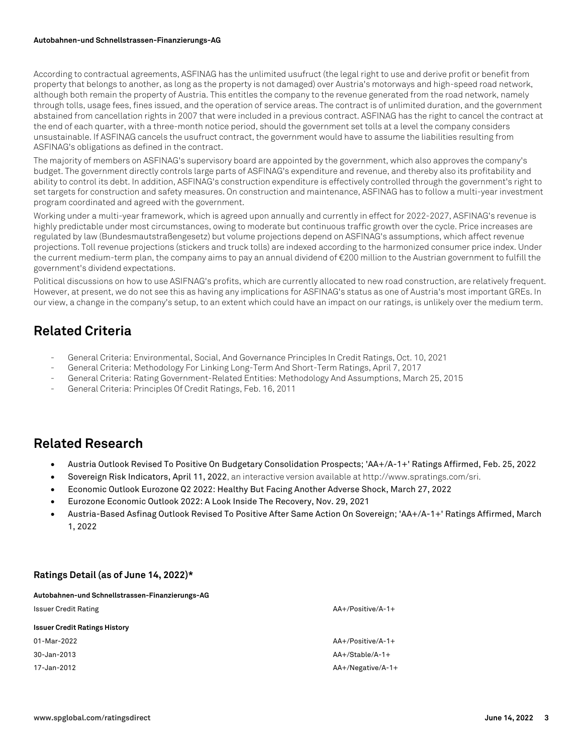According to contractual agreements, ASFINAG has the unlimited usufruct (the legal right to use and derive profit or benefit from property that belongs to another, as long as the property is not damaged) over Austria's motorways and high-speed road network, although both remain the property of Austria. This entitles the company to the revenue generated from the road network, namely through tolls, usage fees, fines issued, and the operation of service areas. The contract is of unlimited duration, and the government abstained from cancellation rights in 2007 that were included in a previous contract. ASFINAG has the right to cancel the contract at the end of each quarter, with a three-month notice period, should the government set tolls at a level the company considers unsustainable. If ASFINAG cancels the usufruct contract, the government would have to assume the liabilities resulting from ASFINAG's obligations as defined in the contract.

The majority of members on ASFINAG's supervisory board are appointed by the government, which also approves the company's budget. The government directly controls large parts of ASFINAG's expenditure and revenue, and thereby also its profitability and ability to control its debt. In addition, ASFINAG's construction expenditure is effectively controlled through the government's right to set targets for construction and safety measures. On construction and maintenance, ASFINAG has to follow a multi-year investment program coordinated and agreed with the government.

Working under a multi-year framework, which is agreed upon annually and currently in effect for 2022-2027, ASFINAG's revenue is highly predictable under most circumstances, owing to moderate but continuous traffic growth over the cycle. Price increases are regulated by law (Bundesmautstraßengesetz) but volume projections depend on ASFINAG's assumptions, which affect revenue projections. Toll revenue projections (stickers and truck tolls) are indexed according to the harmonized consumer price index. Under the current medium-term plan, the company aims to pay an annual dividend of €200 million to the Austrian government to fulfill the government's dividend expectations.

Political discussions on how to use ASIFNAG's profits, which are currently allocated to new road construction, are relatively frequent. However, at present, we do not see this as having any implications for ASFINAG's status as one of Austria's most important GREs. In our view, a change in the company's setup, to an extent which could have an impact on our ratings, is unlikely over the medium term.

## Related Criteria

- General Criteria: Environmental, Social, And Governance Principles In Credit Ratings, Oct. 10, 2021
- General Criteria: Methodology For Linking Long-Term And Short-Term Ratings, April 7, 2017
- General Criteria: Rating Government-Related Entities: Methodology And Assumptions, March 25, 2015
- General Criteria: Principles Of Credit Ratings, Feb. 16, 2011

## Related Research

- Austria Outlook Revised To Positive On Budgetary Consolidation Prospects; 'AA+/A-1+' Ratings Affirmed, Feb. 25, 2022
- Sovereign Risk Indicators, April 11, 2022, an interactive version available at http://www.spratings.com/sri.
- Economic Outlook Eurozone Q2 2022: Healthy But Facing Another Adverse Shock, March 27, 2022
- Eurozone Economic Outlook 2022: A Look Inside The Recovery, Nov. 29, 2021
- Austria-Based Asfinag Outlook Revised To Positive After Same Action On Sovereign; 'AA+/A-1+' Ratings Affirmed, March 1, 2022

### Ratings Detail (as of June 14, 2022)*

| | |
|---|---|
| **Autobahnen-und Schnellstrassen-Finanzierungs-AG** | |
| Issuer Credit Rating | AA+/Positive/A-1+ |
| **Issuer Credit Ratings History** | |
| 01-Mar-2022 | AA+/Positive/A-1+ |
| 30-Jan-2013 | AA+/Stable/A-1+ |
| 17-Jan-2012 | AA+/Negative/A-1+ |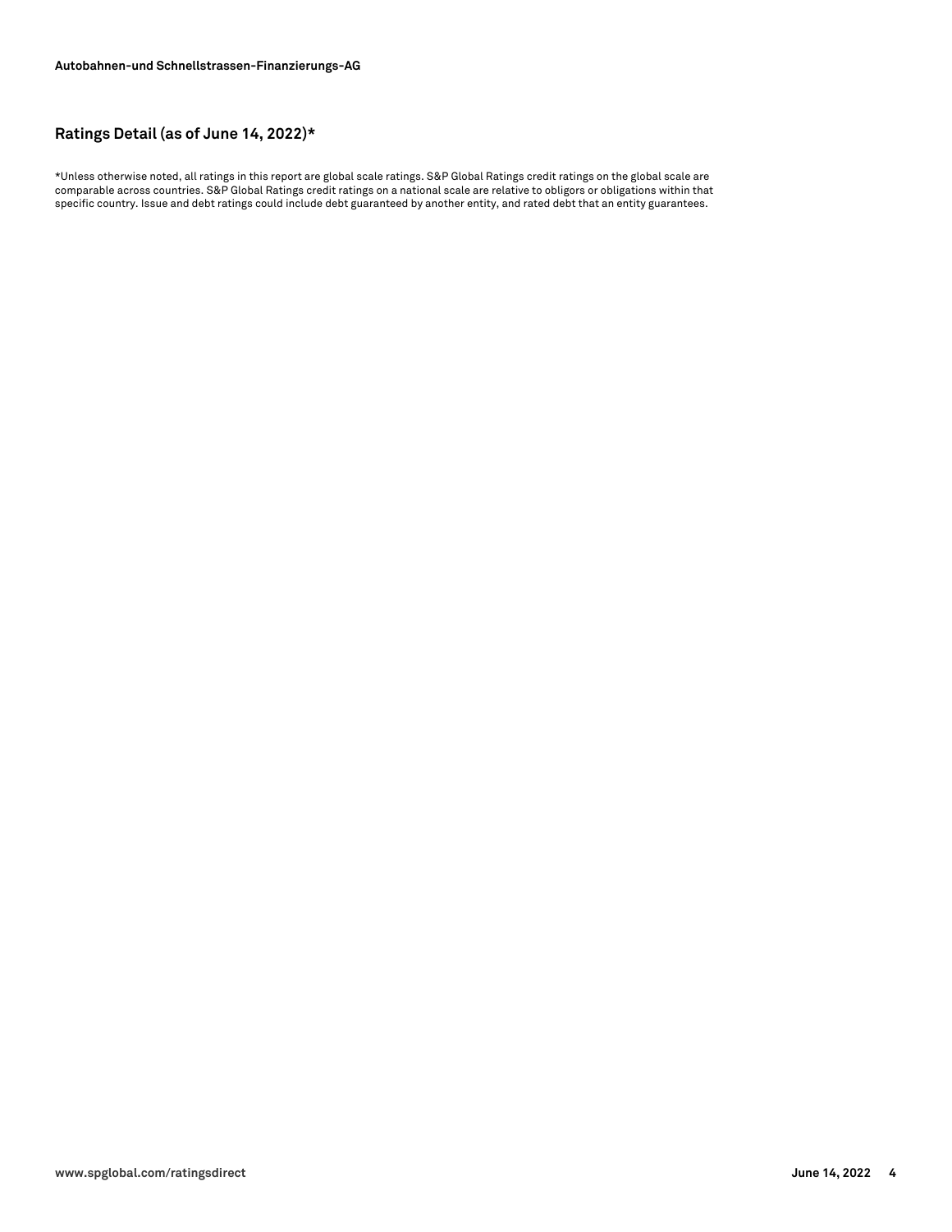## Ratings Detail (as of June 14, 2022)*

*Unless otherwise noted, all ratings in this report are global scale ratings. S&P Global Ratings credit ratings on the global scale are comparable across countries. S&P Global Ratings credit ratings on a national scale are relative to obligors or obligations within that specific country. Issue and debt ratings could include debt guaranteed by another entity, and rated debt that an entity guarantees.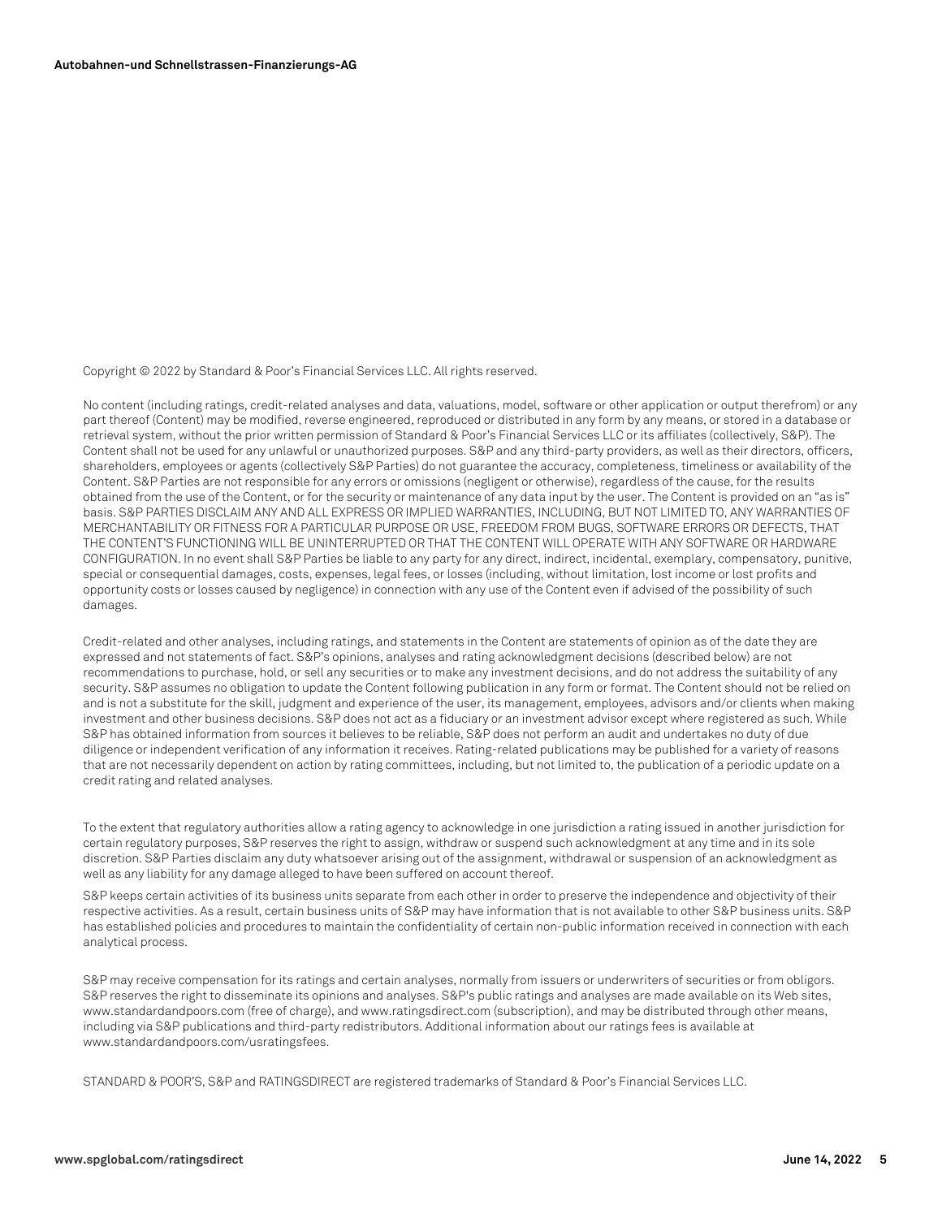Copyright © 2022 by Standard & Poor's Financial Services LLC. All rights reserved.

No content (including ratings, credit-related analyses and data, valuations, model, software or other application or output therefrom) or any part thereof (Content) may be modified, reverse engineered, reproduced or distributed in any form by any means, or stored in a database or retrieval system, without the prior written permission of Standard & Poor's Financial Services LLC or its affiliates (collectively, S&P). The Content shall not be used for any unlawful or unauthorized purposes. S&P and any third-party providers, as well as their directors, officers, shareholders, employees or agents (collectively S&P Parties) do not guarantee the accuracy, completeness, timeliness or availability of the Content. S&P Parties are not responsible for any errors or omissions (negligent or otherwise), regardless of the cause, for the results obtained from the use of the Content, or for the security or maintenance of any data input by the user. The Content is provided on an "as is" basis. S&P PARTIES DISCLAIM ANY AND ALL EXPRESS OR IMPLIED WARRANTIES, INCLUDING, BUT NOT LIMITED TO, ANY WARRANTIES OF MERCHANTABILITY OR FITNESS FOR A PARTICULAR PURPOSE OR USE, FREEDOM FROM BUGS, SOFTWARE ERRORS OR DEFECTS, THAT THE CONTENT'S FUNCTIONING WILL BE UNINTERRUPTED OR THAT THE CONTENT WILL OPERATE WITH ANY SOFTWARE OR HARDWARE CONFIGURATION. In no event shall S&P Parties be liable to any party for any direct, indirect, incidental, exemplary, compensatory, punitive, special or consequential damages, costs, expenses, legal fees, or losses (including, without limitation, lost income or lost profits and opportunity costs or losses caused by negligence) in connection with any use of the Content even if advised of the possibility of such damages.

Credit-related and other analyses, including ratings, and statements in the Content are statements of opinion as of the date they are expressed and not statements of fact. S&P's opinions, analyses and rating acknowledgment decisions (described below) are not recommendations to purchase, hold, or sell any securities or to make any investment decisions, and do not address the suitability of any security. S&P assumes no obligation to update the Content following publication in any form or format. The Content should not be relied on and is not a substitute for the skill, judgment and experience of the user, its management, employees, advisors and/or clients when making investment and other business decisions. S&P does not act as a fiduciary or an investment advisor except where registered as such. While S&P has obtained information from sources it believes to be reliable, S&P does not perform an audit and undertakes no duty of due diligence or independent verification of any information it receives. Rating-related publications may be published for a variety of reasons that are not necessarily dependent on action by rating committees, including, but not limited to, the publication of a periodic update on a credit rating and related analyses.

To the extent that regulatory authorities allow a rating agency to acknowledge in one jurisdiction a rating issued in another jurisdiction for certain regulatory purposes, S&P reserves the right to assign, withdraw or suspend such acknowledgment at any time and in its sole discretion. S&P Parties disclaim any duty whatsoever arising out of the assignment, withdrawal or suspension of an acknowledgment as well as any liability for any damage alleged to have been suffered on account thereof.

S&P keeps certain activities of its business units separate from each other in order to preserve the independence and objectivity of their respective activities. As a result, certain business units of S&P may have information that is not available to other S&P business units. S&P has established policies and procedures to maintain the confidentiality of certain non-public information received in connection with each analytical process.

S&P may receive compensation for its ratings and certain analyses, normally from issuers or underwriters of securities or from obligors. S&P reserves the right to disseminate its opinions and analyses. S&P's public ratings and analyses are made available on its Web sites, www.standardandpoors.com (free of charge), and www.ratingsdirect.com (subscription), and may be distributed through other means, including via S&P publications and third-party redistributors. Additional information about our ratings fees is available at www.standardandpoors.com/usratingsfees.

STANDARD & POOR'S, S&P and RATINGSDIRECT are registered trademarks of Standard & Poor's Financial Services LLC.